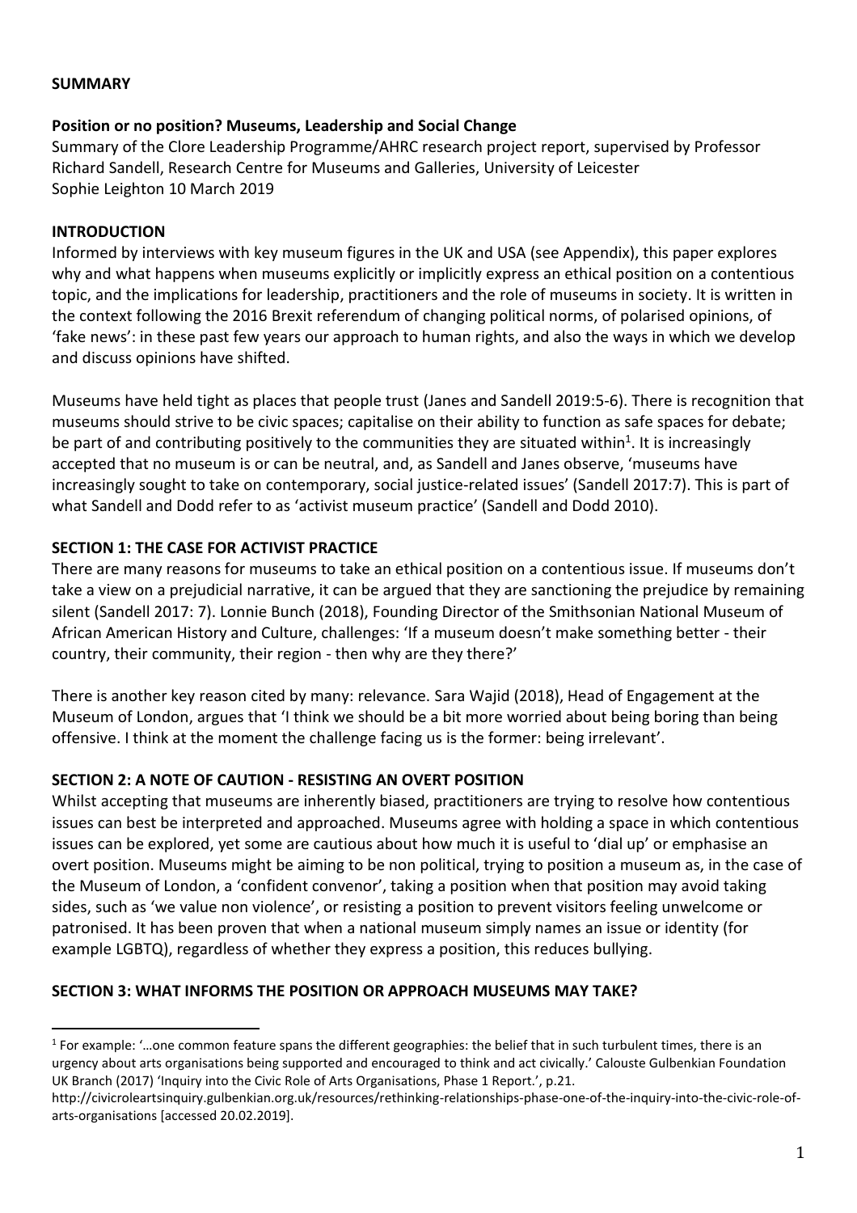**SUMMARY**

**Position or no position? Museums, Leadership and Social Change**

Summary of the Clore Leadership Programme/AHRC research project report, supervised by Professor Richard Sandell, Research Centre for Museums and Galleries, University of Leicester
Sophie Leighton 10 March 2019

**INTRODUCTION**

Informed by interviews with key museum figures in the UK and USA (see Appendix), this paper explores why and what happens when museums explicitly or implicitly express an ethical position on a contentious topic, and the implications for leadership, practitioners and the role of museums in society. It is written in the context following the 2016 Brexit referendum of changing political norms, of polarised opinions, of 'fake news': in these past few years our approach to human rights, and also the ways in which we develop and discuss opinions have shifted.

Museums have held tight as places that people trust (Janes and Sandell 2019:5-6). There is recognition that museums should strive to be civic spaces; capitalise on their ability to function as safe spaces for debate; be part of and contributing positively to the communities they are situated within[1]. It is increasingly accepted that no museum is or can be neutral, and, as Sandell and Janes observe, 'museums have increasingly sought to take on contemporary, social justice-related issues' (Sandell 2017:7). This is part of what Sandell and Dodd refer to as 'activist museum practice' (Sandell and Dodd 2010).

**SECTION 1: THE CASE FOR ACTIVIST PRACTICE**

There are many reasons for museums to take an ethical position on a contentious issue. If museums don't take a view on a prejudicial narrative, it can be argued that they are sanctioning the prejudice by remaining silent (Sandell 2017: 7). Lonnie Bunch (2018), Founding Director of the Smithsonian National Museum of African American History and Culture, challenges: 'If a museum doesn't make something better - their country, their community, their region - then why are they there?'

There is another key reason cited by many: relevance. Sara Wajid (2018), Head of Engagement at the Museum of London, argues that 'I think we should be a bit more worried about being boring than being offensive. I think at the moment the challenge facing us is the former: being irrelevant'.

**SECTION 2: A NOTE OF CAUTION - RESISTING AN OVERT POSITION**

Whilst accepting that museums are inherently biased, practitioners are trying to resolve how contentious issues can best be interpreted and approached. Museums agree with holding a space in which contentious issues can be explored, yet some are cautious about how much it is useful to 'dial up' or emphasise an overt position. Museums might be aiming to be non political, trying to position a museum as, in the case of the Museum of London, a 'confident convenor', taking a position when that position may avoid taking sides, such as 'we value non violence', or resisting a position to prevent visitors feeling unwelcome or patronised. It has been proven that when a national museum simply names an issue or identity (for example LGBTQ), regardless of whether they express a position, this reduces bullying.

**SECTION 3: WHAT INFORMS THE POSITION OR APPROACH MUSEUMS MAY TAKE?**

---

[1] For example: '…one common feature spans the different geographies: the belief that in such turbulent times, there is an urgency about arts organisations being supported and encouraged to think and act civically.' Calouste Gulbenkian Foundation UK Branch (2017) 'Inquiry into the Civic Role of Arts Organisations, Phase 1 Report.', p.21. http://civicroleartsinquiry.gulbenkian.org.uk/resources/rethinking-relationships-phase-one-of-the-inquiry-into-the-civic-role-of-arts-organisations [accessed 20.02.2019].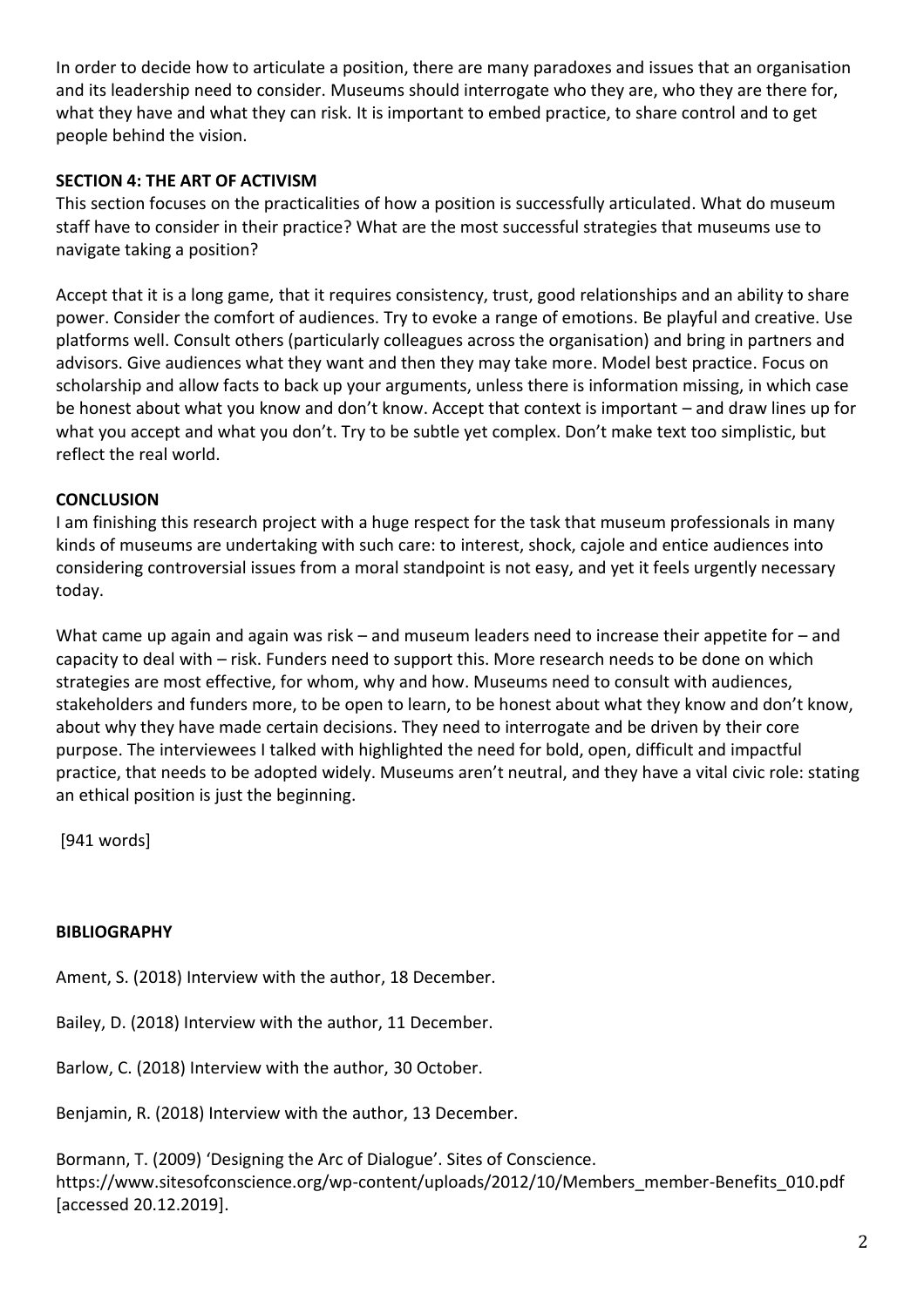In order to decide how to articulate a position, there are many paradoxes and issues that an organisation and its leadership need to consider. Museums should interrogate who they are, who they are there for, what they have and what they can risk. It is important to embed practice, to share control and to get people behind the vision.

## SECTION 4: THE ART OF ACTIVISM

This section focuses on the practicalities of how a position is successfully articulated. What do museum staff have to consider in their practice? What are the most successful strategies that museums use to navigate taking a position?

Accept that it is a long game, that it requires consistency, trust, good relationships and an ability to share power. Consider the comfort of audiences. Try to evoke a range of emotions. Be playful and creative. Use platforms well. Consult others (particularly colleagues across the organisation) and bring in partners and advisors. Give audiences what they want and then they may take more. Model best practice. Focus on scholarship and allow facts to back up your arguments, unless there is information missing, in which case be honest about what you know and don't know. Accept that context is important – and draw lines up for what you accept and what you don't. Try to be subtle yet complex. Don't make text too simplistic, but reflect the real world.

## CONCLUSION

I am finishing this research project with a huge respect for the task that museum professionals in many kinds of museums are undertaking with such care: to interest, shock, cajole and entice audiences into considering controversial issues from a moral standpoint is not easy, and yet it feels urgently necessary today.

What came up again and again was risk – and museum leaders need to increase their appetite for – and capacity to deal with – risk. Funders need to support this. More research needs to be done on which strategies are most effective, for whom, why and how. Museums need to consult with audiences, stakeholders and funders more, to be open to learn, to be honest about what they know and don't know, about why they have made certain decisions. They need to interrogate and be driven by their core purpose. The interviewees I talked with highlighted the need for bold, open, difficult and impactful practice, that needs to be adopted widely. Museums aren't neutral, and they have a vital civic role: stating an ethical position is just the beginning.

[941 words]

## BIBLIOGRAPHY

Ament, S. (2018) Interview with the author, 18 December.

Bailey, D. (2018) Interview with the author, 11 December.

Barlow, C. (2018) Interview with the author, 30 October.

Benjamin, R. (2018) Interview with the author, 13 December.

Bormann, T. (2009) 'Designing the Arc of Dialogue'. Sites of Conscience. https://www.sitesofconscience.org/wp-content/uploads/2012/10/Members_member-Benefits_010.pdf [accessed 20.12.2019].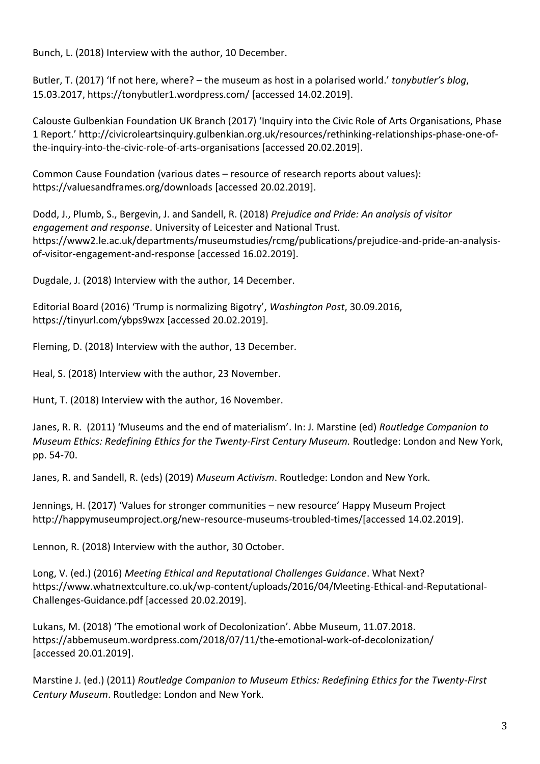Bunch, L. (2018) Interview with the author, 10 December.

Butler, T. (2017) 'If not here, where? – the museum as host in a polarised world.' *tonybutler's blog*, 15.03.2017, https://tonybutler1.wordpress.com/ [accessed 14.02.2019].

Calouste Gulbenkian Foundation UK Branch (2017) 'Inquiry into the Civic Role of Arts Organisations, Phase 1 Report.' http://civicroleartsinquiry.gulbenkian.org.uk/resources/rethinking-relationships-phase-one-of-the-inquiry-into-the-civic-role-of-arts-organisations [accessed 20.02.2019].

Common Cause Foundation (various dates – resource of research reports about values): https://valuesandframes.org/downloads [accessed 20.02.2019].

Dodd, J., Plumb, S., Bergevin, J. and Sandell, R. (2018) *Prejudice and Pride: An analysis of visitor engagement and response*. University of Leicester and National Trust. https://www2.le.ac.uk/departments/museumstudies/rcmg/publications/prejudice-and-pride-an-analysis-of-visitor-engagement-and-response [accessed 16.02.2019].

Dugdale, J. (2018) Interview with the author, 14 December.

Editorial Board (2016) 'Trump is normalizing Bigotry', *Washington Post*, 30.09.2016, https://tinyurl.com/ybps9wzx [accessed 20.02.2019].

Fleming, D. (2018) Interview with the author, 13 December.

Heal, S. (2018) Interview with the author, 23 November.

Hunt, T. (2018) Interview with the author, 16 November.

Janes, R. R. (2011) 'Museums and the end of materialism'. In: J. Marstine (ed) *Routledge Companion to Museum Ethics: Redefining Ethics for the Twenty-First Century Museum.* Routledge: London and New York, pp. 54-70.

Janes, R. and Sandell, R. (eds) (2019) *Museum Activism*. Routledge: London and New York.

Jennings, H. (2017) 'Values for stronger communities – new resource' Happy Museum Project http://happymuseumproject.org/new-resource-museums-troubled-times/[accessed 14.02.2019].

Lennon, R. (2018) Interview with the author, 30 October.

Long, V. (ed.) (2016) *Meeting Ethical and Reputational Challenges Guidance*. What Next? https://www.whatnextculture.co.uk/wp-content/uploads/2016/04/Meeting-Ethical-and-Reputational-Challenges-Guidance.pdf [accessed 20.02.2019].

Lukans, M. (2018) 'The emotional work of Decolonization'. Abbe Museum, 11.07.2018. https://abbemuseum.wordpress.com/2018/07/11/the-emotional-work-of-decolonization/ [accessed 20.01.2019].

Marstine J. (ed.) (2011) *Routledge Companion to Museum Ethics: Redefining Ethics for the Twenty-First Century Museum*. Routledge: London and New York.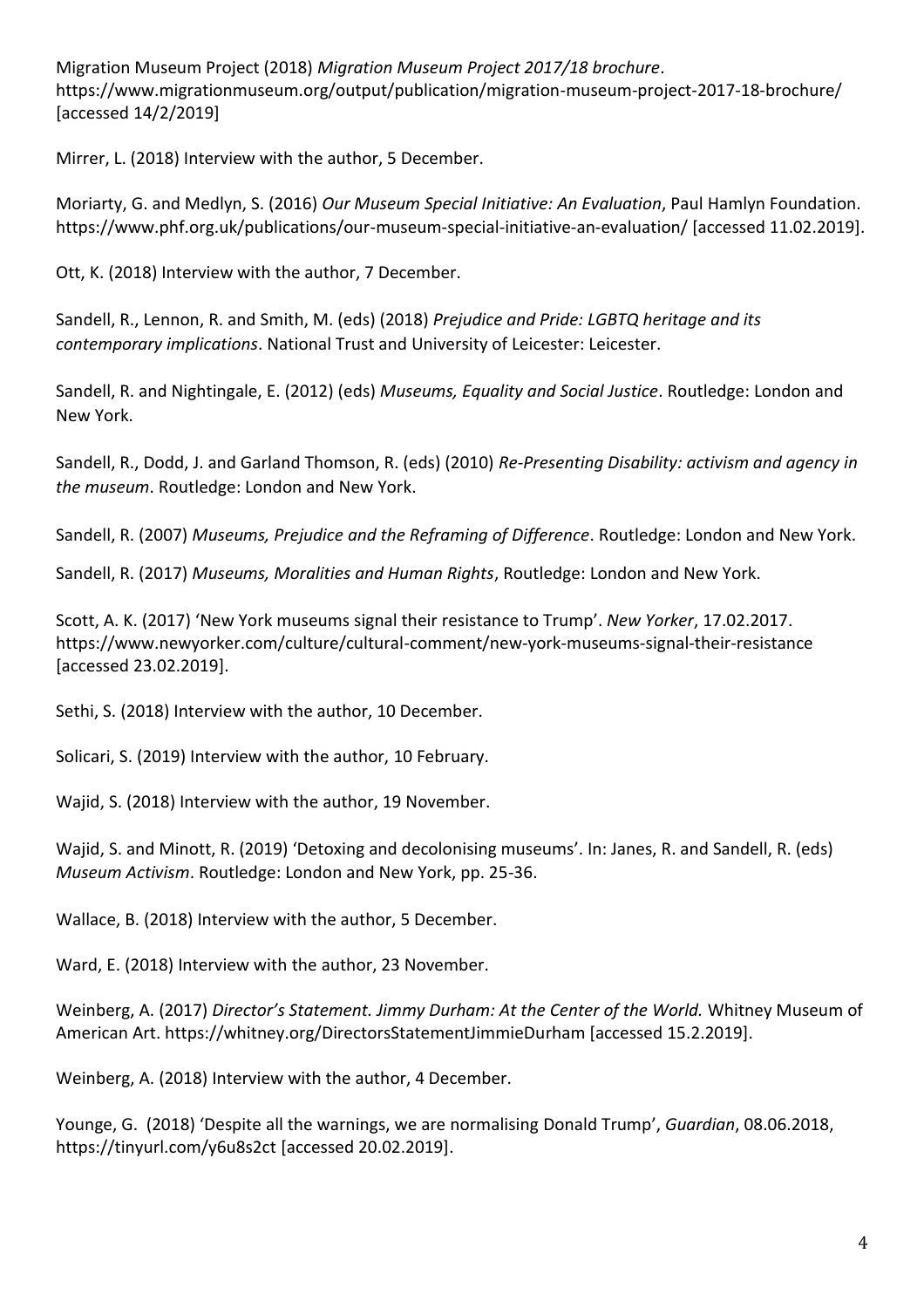Migration Museum Project (2018) *Migration Museum Project 2017/18 brochure*. https://www.migrationmuseum.org/output/publication/migration-museum-project-2017-18-brochure/ [accessed 14/2/2019]

Mirrer, L. (2018) Interview with the author, 5 December.

Moriarty, G. and Medlyn, S. (2016) *Our Museum Special Initiative: An Evaluation*, Paul Hamlyn Foundation. https://www.phf.org.uk/publications/our-museum-special-initiative-an-evaluation/ [accessed 11.02.2019].

Ott, K. (2018) Interview with the author, 7 December.

Sandell, R., Lennon, R. and Smith, M. (eds) (2018) *Prejudice and Pride: LGBTQ heritage and its contemporary implications*. National Trust and University of Leicester: Leicester.

Sandell, R. and Nightingale, E. (2012) (eds) *Museums, Equality and Social Justice*. Routledge: London and New York.

Sandell, R., Dodd, J. and Garland Thomson, R. (eds) (2010) *Re-Presenting Disability: activism and agency in the museum*. Routledge: London and New York.

Sandell, R. (2007) *Museums, Prejudice and the Reframing of Difference*. Routledge: London and New York.

Sandell, R. (2017) *Museums, Moralities and Human Rights*, Routledge: London and New York.

Scott, A. K. (2017) 'New York museums signal their resistance to Trump'. *New Yorker*, 17.02.2017. https://www.newyorker.com/culture/cultural-comment/new-york-museums-signal-their-resistance [accessed 23.02.2019].

Sethi, S. (2018) Interview with the author, 10 December.

Solicari, S. (2019) Interview with the author, 10 February.

Wajid, S. (2018) Interview with the author, 19 November.

Wajid, S. and Minott, R. (2019) 'Detoxing and decolonising museums'. In: Janes, R. and Sandell, R. (eds) *Museum Activism*. Routledge: London and New York, pp. 25-36.

Wallace, B. (2018) Interview with the author, 5 December.

Ward, E. (2018) Interview with the author, 23 November.

Weinberg, A. (2017) *Director's Statement. Jimmy Durham: At the Center of the World.* Whitney Museum of American Art. https://whitney.org/DirectorsStatementJimmieDurham [accessed 15.2.2019].

Weinberg, A. (2018) Interview with the author, 4 December.

Younge, G. (2018) 'Despite all the warnings, we are normalising Donald Trump', *Guardian*, 08.06.2018, https://tinyurl.com/y6u8s2ct [accessed 20.02.2019].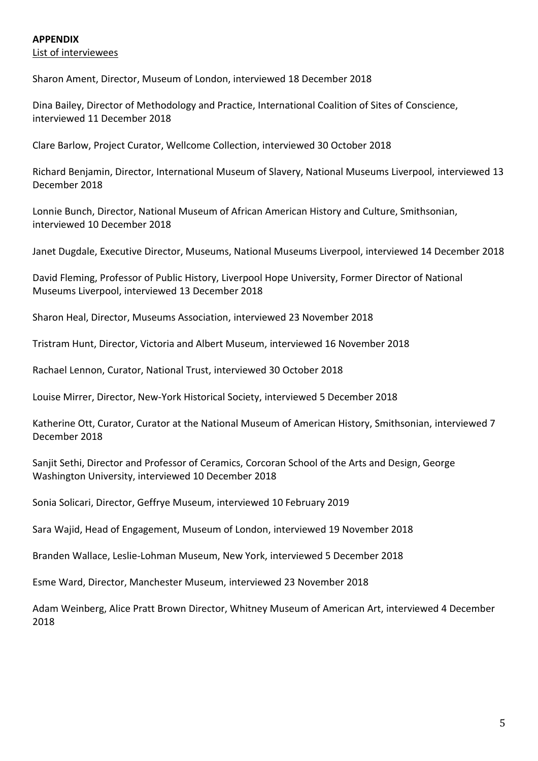**APPENDIX**

List of interviewees

Sharon Ament, Director, Museum of London, interviewed 18 December 2018

Dina Bailey, Director of Methodology and Practice, International Coalition of Sites of Conscience, interviewed 11 December 2018

Clare Barlow, Project Curator, Wellcome Collection, interviewed 30 October 2018

Richard Benjamin, Director, International Museum of Slavery, National Museums Liverpool, interviewed 13 December 2018

Lonnie Bunch, Director, National Museum of African American History and Culture, Smithsonian, interviewed 10 December 2018

Janet Dugdale, Executive Director, Museums, National Museums Liverpool, interviewed 14 December 2018

David Fleming, Professor of Public History, Liverpool Hope University, Former Director of National Museums Liverpool, interviewed 13 December 2018

Sharon Heal, Director, Museums Association, interviewed 23 November 2018

Tristram Hunt, Director, Victoria and Albert Museum, interviewed 16 November 2018

Rachael Lennon, Curator, National Trust, interviewed 30 October 2018

Louise Mirrer, Director, New-York Historical Society, interviewed 5 December 2018

Katherine Ott, Curator, Curator at the National Museum of American History, Smithsonian, interviewed 7 December 2018

Sanjit Sethi, Director and Professor of Ceramics, Corcoran School of the Arts and Design, George Washington University, interviewed 10 December 2018

Sonia Solicari, Director, Geffrye Museum, interviewed 10 February 2019

Sara Wajid, Head of Engagement, Museum of London, interviewed 19 November 2018

Branden Wallace, Leslie-Lohman Museum, New York, interviewed 5 December 2018

Esme Ward, Director, Manchester Museum, interviewed 23 November 2018

Adam Weinberg, Alice Pratt Brown Director, Whitney Museum of American Art, interviewed 4 December 2018